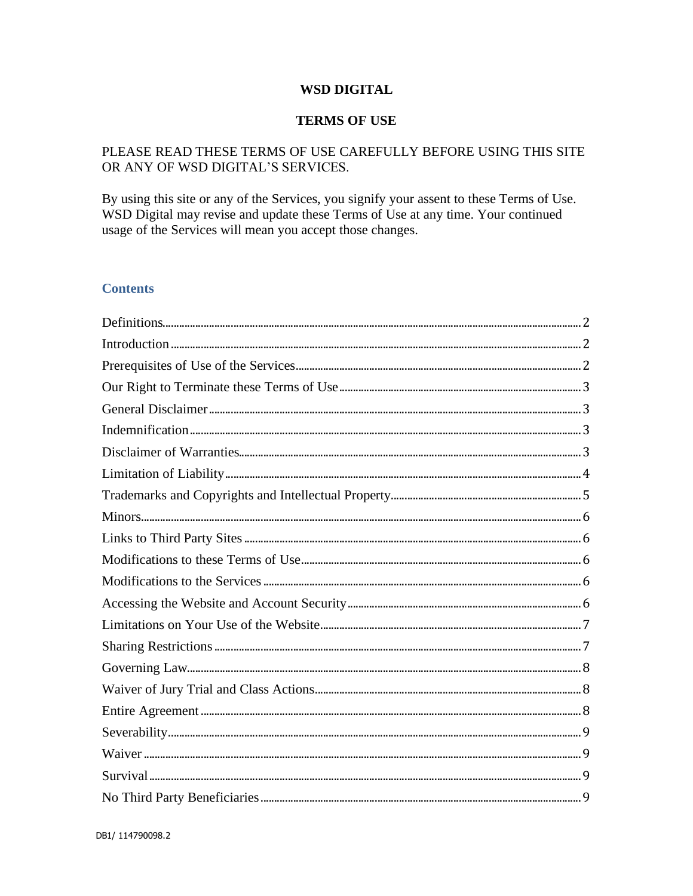# WSD DIGITAL

## TERMS OF USE

PLEASE READ THESE TERMS OF USE CAREFULLY BEFORE USING THIS SITE OR ANY OF WSD DIGITAL'S SERVICES.

By using this site or any of the Services, you signify your assent to these Terms of Use. WSD Digital may revise and update these Terms of Use at any time. Your continued usage of the Services will mean you accept those changes.

## Contents

- Definitions ..... 2
- Introduction ..... 2
- Prerequisites of Use of the Services ..... 2
- Our Right to Terminate these Terms of Use ..... 3
- General Disclaimer ..... 3
- Indemnification ..... 3
- Disclaimer of Warranties ..... 3
- Limitation of Liability ..... 4
- Trademarks and Copyrights and Intellectual Property ..... 5
- Minors ..... 6
- Links to Third Party Sites ..... 6
- Modifications to these Terms of Use ..... 6
- Modifications to the Services ..... 6
- Accessing the Website and Account Security ..... 6
- Limitations on Your Use of the Website ..... 7
- Sharing Restrictions ..... 7
- Governing Law ..... 8
- Waiver of Jury Trial and Class Actions ..... 8
- Entire Agreement ..... 8
- Severability ..... 9
- Waiver ..... 9
- Survival ..... 9
- No Third Party Beneficiaries ..... 9

DB1/ 114790098.2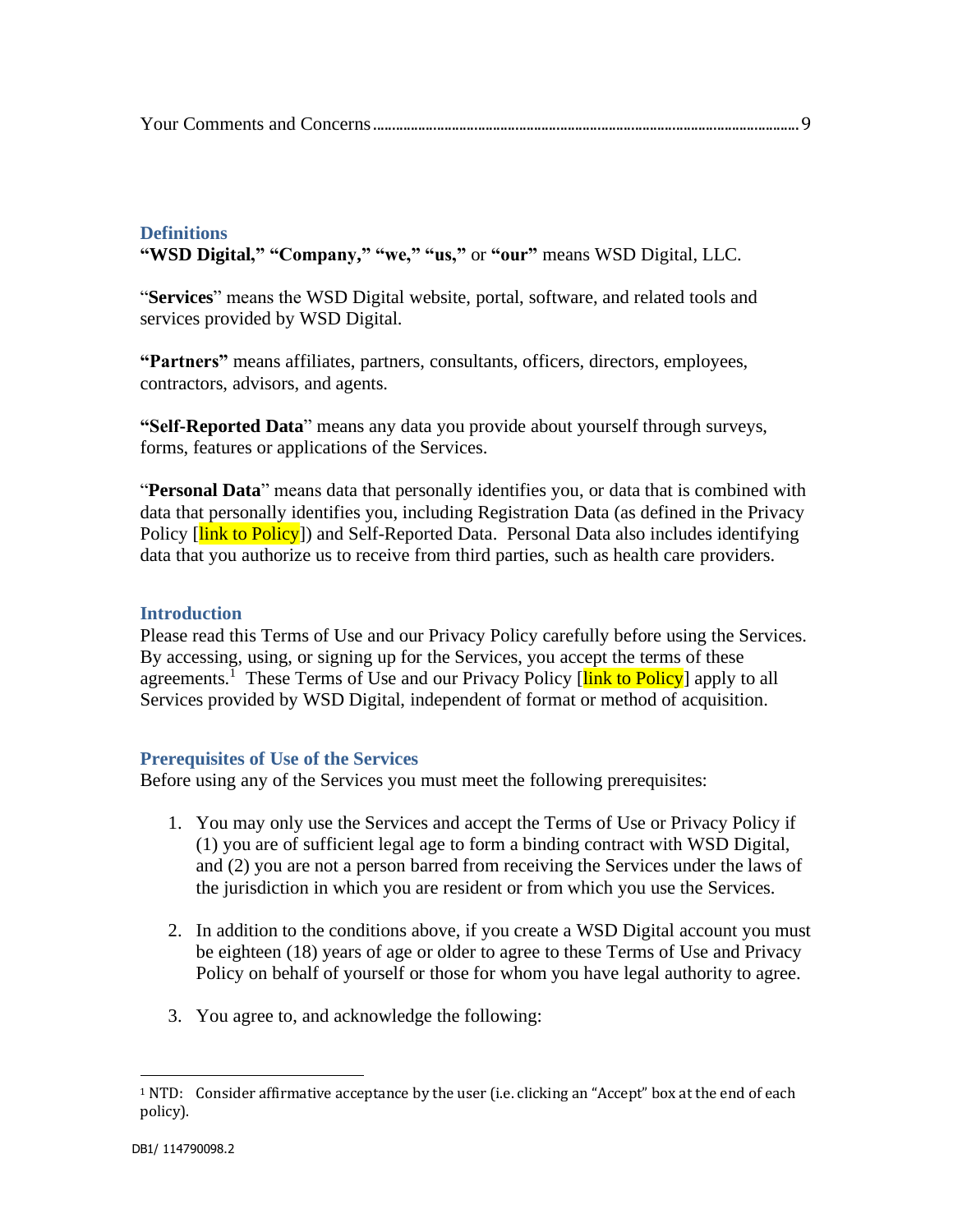Your Comments and Concerns........................................................................................................ 9

## Definitions

**"WSD Digital," "Company," "we," "us,"** or **"our"** means WSD Digital, LLC.

"**Services**" means the WSD Digital website, portal, software, and related tools and services provided by WSD Digital.

**"Partners"** means affiliates, partners, consultants, officers, directors, employees, contractors, advisors, and agents.

**"Self-Reported Data**" means any data you provide about yourself through surveys, forms, features or applications of the Services.

"**Personal Data**" means data that personally identifies you, or data that is combined with data that personally identifies you, including Registration Data (as defined in the Privacy Policy [link to Policy]) and Self-Reported Data. Personal Data also includes identifying data that you authorize us to receive from third parties, such as health care providers.

## Introduction

Please read this Terms of Use and our Privacy Policy carefully before using the Services. By accessing, using, or signing up for the Services, you accept the terms of these agreements.[1] These Terms of Use and our Privacy Policy [link to Policy] apply to all Services provided by WSD Digital, independent of format or method of acquisition.

## Prerequisites of Use of the Services

Before using any of the Services you must meet the following prerequisites:

1. You may only use the Services and accept the Terms of Use or Privacy Policy if (1) you are of sufficient legal age to form a binding contract with WSD Digital, and (2) you are not a person barred from receiving the Services under the laws of the jurisdiction in which you are resident or from which you use the Services.

2. In addition to the conditions above, if you create a WSD Digital account you must be eighteen (18) years of age or older to agree to these Terms of Use and Privacy Policy on behalf of yourself or those for whom you have legal authority to agree.

3. You agree to, and acknowledge the following:

---

[1] NTD: Consider affirmative acceptance by the user (i.e. clicking an "Accept" box at the end of each policy).

DB1/ 114790098.2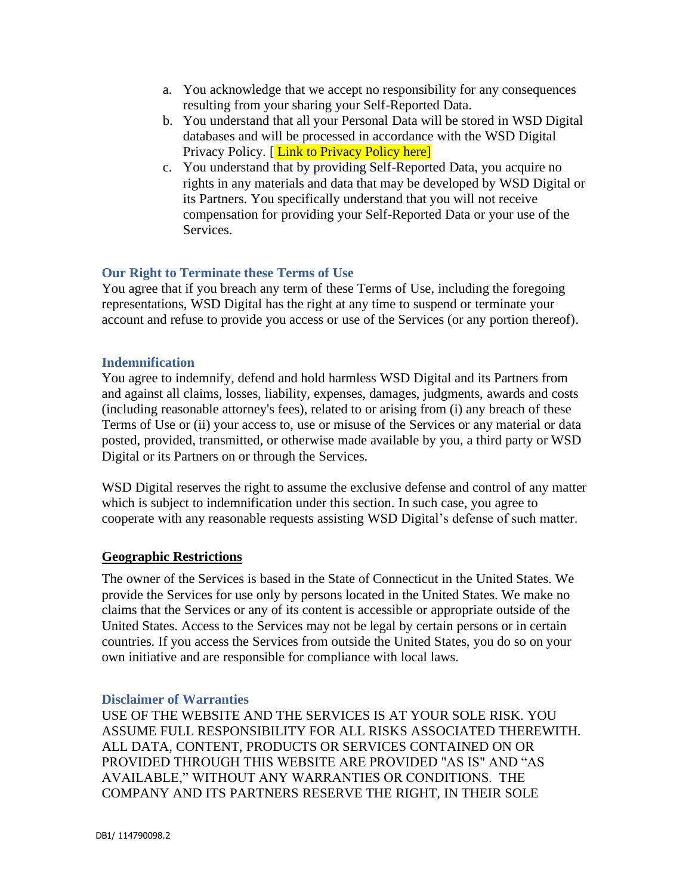a. You acknowledge that we accept no responsibility for any consequences resulting from your sharing your Self-Reported Data.
b. You understand that all your Personal Data will be stored in WSD Digital databases and will be processed in accordance with the WSD Digital Privacy Policy. [ Link to Privacy Policy here]
c. You understand that by providing Self-Reported Data, you acquire no rights in any materials and data that may be developed by WSD Digital or its Partners. You specifically understand that you will not receive compensation for providing your Self-Reported Data or your use of the Services.

### Our Right to Terminate these Terms of Use

You agree that if you breach any term of these Terms of Use, including the foregoing representations, WSD Digital has the right at any time to suspend or terminate your account and refuse to provide you access or use of the Services (or any portion thereof).

### Indemnification

You agree to indemnify, defend and hold harmless WSD Digital and its Partners from and against all claims, losses, liability, expenses, damages, judgments, awards and costs (including reasonable attorney's fees), related to or arising from (i) any breach of these Terms of Use or (ii) your access to, use or misuse of the Services or any material or data posted, provided, transmitted, or otherwise made available by you, a third party or WSD Digital or its Partners on or through the Services.

WSD Digital reserves the right to assume the exclusive defense and control of any matter which is subject to indemnification under this section. In such case, you agree to cooperate with any reasonable requests assisting WSD Digital's defense of such matter.

### Geographic Restrictions

The owner of the Services is based in the State of Connecticut in the United States. We provide the Services for use only by persons located in the United States. We make no claims that the Services or any of its content is accessible or appropriate outside of the United States. Access to the Services may not be legal by certain persons or in certain countries. If you access the Services from outside the United States, you do so on your own initiative and are responsible for compliance with local laws.

### Disclaimer of Warranties

USE OF THE WEBSITE AND THE SERVICES IS AT YOUR SOLE RISK. YOU ASSUME FULL RESPONSIBILITY FOR ALL RISKS ASSOCIATED THEREWITH. ALL DATA, CONTENT, PRODUCTS OR SERVICES CONTAINED ON OR PROVIDED THROUGH THIS WEBSITE ARE PROVIDED "AS IS" AND "AS AVAILABLE," WITHOUT ANY WARRANTIES OR CONDITIONS. THE COMPANY AND ITS PARTNERS RESERVE THE RIGHT, IN THEIR SOLE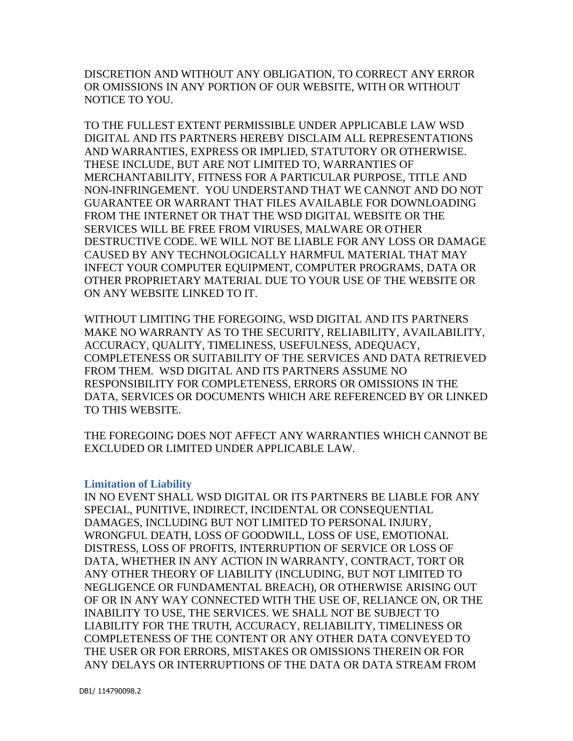DISCRETION AND WITHOUT ANY OBLIGATION, TO CORRECT ANY ERROR OR OMISSIONS IN ANY PORTION OF OUR WEBSITE, WITH OR WITHOUT NOTICE TO YOU.

TO THE FULLEST EXTENT PERMISSIBLE UNDER APPLICABLE LAW WSD DIGITAL AND ITS PARTNERS HEREBY DISCLAIM ALL REPRESENTATIONS AND WARRANTIES, EXPRESS OR IMPLIED, STATUTORY OR OTHERWISE. THESE INCLUDE, BUT ARE NOT LIMITED TO, WARRANTIES OF MERCHANTABILITY, FITNESS FOR A PARTICULAR PURPOSE, TITLE AND NON-INFRINGEMENT. YOU UNDERSTAND THAT WE CANNOT AND DO NOT GUARANTEE OR WARRANT THAT FILES AVAILABLE FOR DOWNLOADING FROM THE INTERNET OR THAT THE WSD DIGITAL WEBSITE OR THE SERVICES WILL BE FREE FROM VIRUSES, MALWARE OR OTHER DESTRUCTIVE CODE. WE WILL NOT BE LIABLE FOR ANY LOSS OR DAMAGE CAUSED BY ANY TECHNOLOGICALLY HARMFUL MATERIAL THAT MAY INFECT YOUR COMPUTER EQUIPMENT, COMPUTER PROGRAMS, DATA OR OTHER PROPRIETARY MATERIAL DUE TO YOUR USE OF THE WEBSITE OR ON ANY WEBSITE LINKED TO IT.

WITHOUT LIMITING THE FOREGOING, WSD DIGITAL AND ITS PARTNERS MAKE NO WARRANTY AS TO THE SECURITY, RELIABILITY, AVAILABILITY, ACCURACY, QUALITY, TIMELINESS, USEFULNESS, ADEQUACY, COMPLETENESS OR SUITABILITY OF THE SERVICES AND DATA RETRIEVED FROM THEM. WSD DIGITAL AND ITS PARTNERS ASSUME NO RESPONSIBILITY FOR COMPLETENESS, ERRORS OR OMISSIONS IN THE DATA, SERVICES OR DOCUMENTS WHICH ARE REFERENCED BY OR LINKED TO THIS WEBSITE.

THE FOREGOING DOES NOT AFFECT ANY WARRANTIES WHICH CANNOT BE EXCLUDED OR LIMITED UNDER APPLICABLE LAW.

### Limitation of Liability

IN NO EVENT SHALL WSD DIGITAL OR ITS PARTNERS BE LIABLE FOR ANY SPECIAL, PUNITIVE, INDIRECT, INCIDENTAL OR CONSEQUENTIAL DAMAGES, INCLUDING BUT NOT LIMITED TO PERSONAL INJURY, WRONGFUL DEATH, LOSS OF GOODWILL, LOSS OF USE, EMOTIONAL DISTRESS, LOSS OF PROFITS, INTERRUPTION OF SERVICE OR LOSS OF DATA, WHETHER IN ANY ACTION IN WARRANTY, CONTRACT, TORT OR ANY OTHER THEORY OF LIABILITY (INCLUDING, BUT NOT LIMITED TO NEGLIGENCE OR FUNDAMENTAL BREACH), OR OTHERWISE ARISING OUT OF OR IN ANY WAY CONNECTED WITH THE USE OF, RELIANCE ON, OR THE INABILITY TO USE, THE SERVICES. WE SHALL NOT BE SUBJECT TO LIABILITY FOR THE TRUTH, ACCURACY, RELIABILITY, TIMELINESS OR COMPLETENESS OF THE CONTENT OR ANY OTHER DATA CONVEYED TO THE USER OR FOR ERRORS, MISTAKES OR OMISSIONS THEREIN OR FOR ANY DELAYS OR INTERRUPTIONS OF THE DATA OR DATA STREAM FROM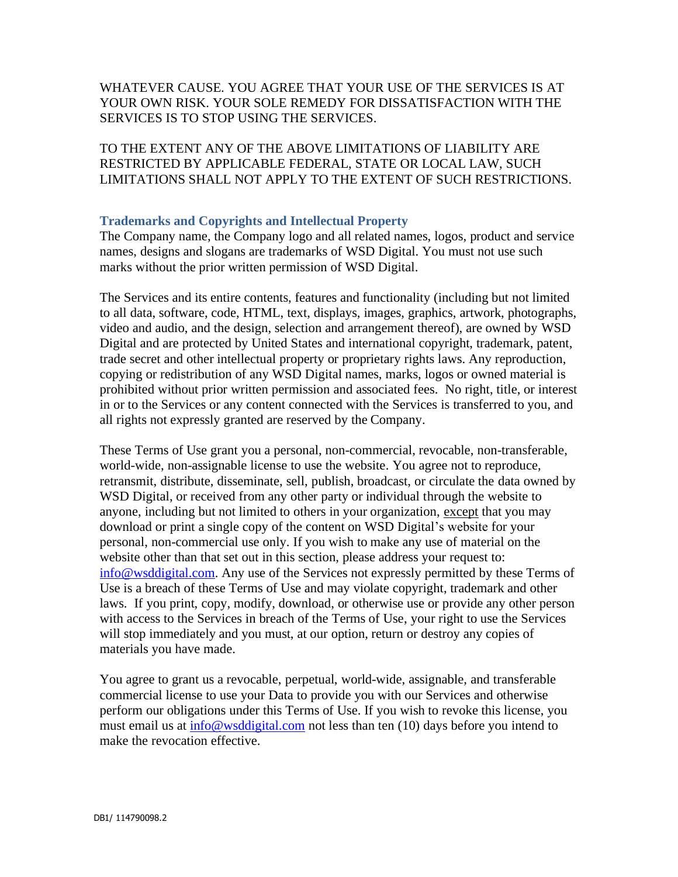WHATEVER CAUSE. YOU AGREE THAT YOUR USE OF THE SERVICES IS AT YOUR OWN RISK. YOUR SOLE REMEDY FOR DISSATISFACTION WITH THE SERVICES IS TO STOP USING THE SERVICES.

TO THE EXTENT ANY OF THE ABOVE LIMITATIONS OF LIABILITY ARE RESTRICTED BY APPLICABLE FEDERAL, STATE OR LOCAL LAW, SUCH LIMITATIONS SHALL NOT APPLY TO THE EXTENT OF SUCH RESTRICTIONS.

### Trademarks and Copyrights and Intellectual Property

The Company name, the Company logo and all related names, logos, product and service names, designs and slogans are trademarks of WSD Digital. You must not use such marks without the prior written permission of WSD Digital.

The Services and its entire contents, features and functionality (including but not limited to all data, software, code, HTML, text, displays, images, graphics, artwork, photographs, video and audio, and the design, selection and arrangement thereof), are owned by WSD Digital and are protected by United States and international copyright, trademark, patent, trade secret and other intellectual property or proprietary rights laws. Any reproduction, copying or redistribution of any WSD Digital names, marks, logos or owned material is prohibited without prior written permission and associated fees. No right, title, or interest in or to the Services or any content connected with the Services is transferred to you, and all rights not expressly granted are reserved by the Company.

These Terms of Use grant you a personal, non-commercial, revocable, non-transferable, world-wide, non-assignable license to use the website. You agree not to reproduce, retransmit, distribute, disseminate, sell, publish, broadcast, or circulate the data owned by WSD Digital, or received from any other party or individual through the website to anyone, including but not limited to others in your organization, except that you may download or print a single copy of the content on WSD Digital's website for your personal, non-commercial use only. If you wish to make any use of material on the website other than that set out in this section, please address your request to: info@wsddigital.com. Any use of the Services not expressly permitted by these Terms of Use is a breach of these Terms of Use and may violate copyright, trademark and other laws. If you print, copy, modify, download, or otherwise use or provide any other person with access to the Services in breach of the Terms of Use, your right to use the Services will stop immediately and you must, at our option, return or destroy any copies of materials you have made.

You agree to grant us a revocable, perpetual, world-wide, assignable, and transferable commercial license to use your Data to provide you with our Services and otherwise perform our obligations under this Terms of Use. If you wish to revoke this license, you must email us at info@wsddigital.com not less than ten (10) days before you intend to make the revocation effective.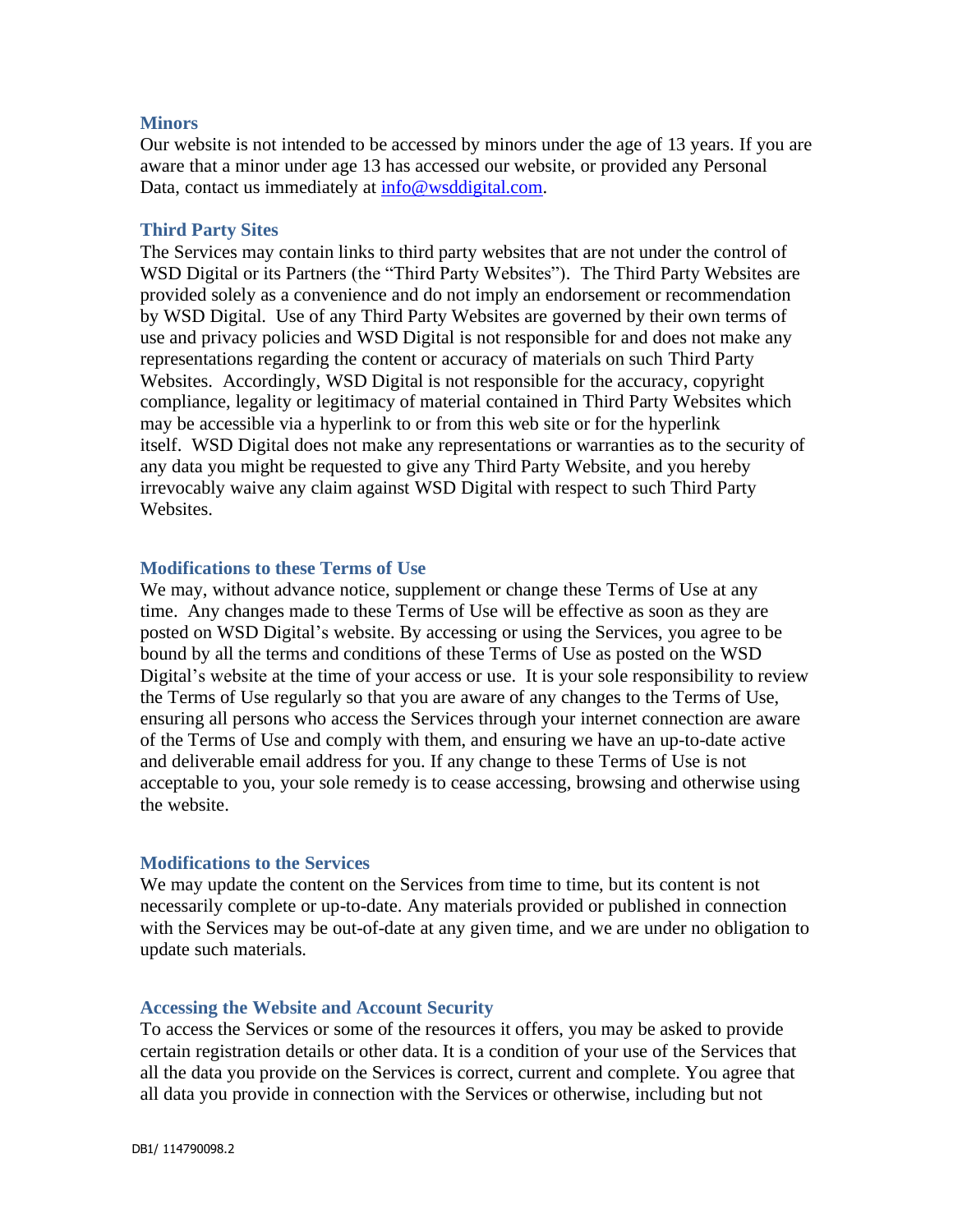### Minors

Our website is not intended to be accessed by minors under the age of 13 years. If you are aware that a minor under age 13 has accessed our website, or provided any Personal Data, contact us immediately at info@wsddigital.com.

### Third Party Sites

The Services may contain links to third party websites that are not under the control of WSD Digital or its Partners (the "Third Party Websites"). The Third Party Websites are provided solely as a convenience and do not imply an endorsement or recommendation by WSD Digital. Use of any Third Party Websites are governed by their own terms of use and privacy policies and WSD Digital is not responsible for and does not make any representations regarding the content or accuracy of materials on such Third Party Websites. Accordingly, WSD Digital is not responsible for the accuracy, copyright compliance, legality or legitimacy of material contained in Third Party Websites which may be accessible via a hyperlink to or from this web site or for the hyperlink itself. WSD Digital does not make any representations or warranties as to the security of any data you might be requested to give any Third Party Website, and you hereby irrevocably waive any claim against WSD Digital with respect to such Third Party Websites.

### Modifications to these Terms of Use

We may, without advance notice, supplement or change these Terms of Use at any time. Any changes made to these Terms of Use will be effective as soon as they are posted on WSD Digital's website. By accessing or using the Services, you agree to be bound by all the terms and conditions of these Terms of Use as posted on the WSD Digital's website at the time of your access or use. It is your sole responsibility to review the Terms of Use regularly so that you are aware of any changes to the Terms of Use, ensuring all persons who access the Services through your internet connection are aware of the Terms of Use and comply with them, and ensuring we have an up-to-date active and deliverable email address for you. If any change to these Terms of Use is not acceptable to you, your sole remedy is to cease accessing, browsing and otherwise using the website.

### Modifications to the Services

We may update the content on the Services from time to time, but its content is not necessarily complete or up-to-date. Any materials provided or published in connection with the Services may be out-of-date at any given time, and we are under no obligation to update such materials.

### Accessing the Website and Account Security

To access the Services or some of the resources it offers, you may be asked to provide certain registration details or other data. It is a condition of your use of the Services that all the data you provide on the Services is correct, current and complete. You agree that all data you provide in connection with the Services or otherwise, including but not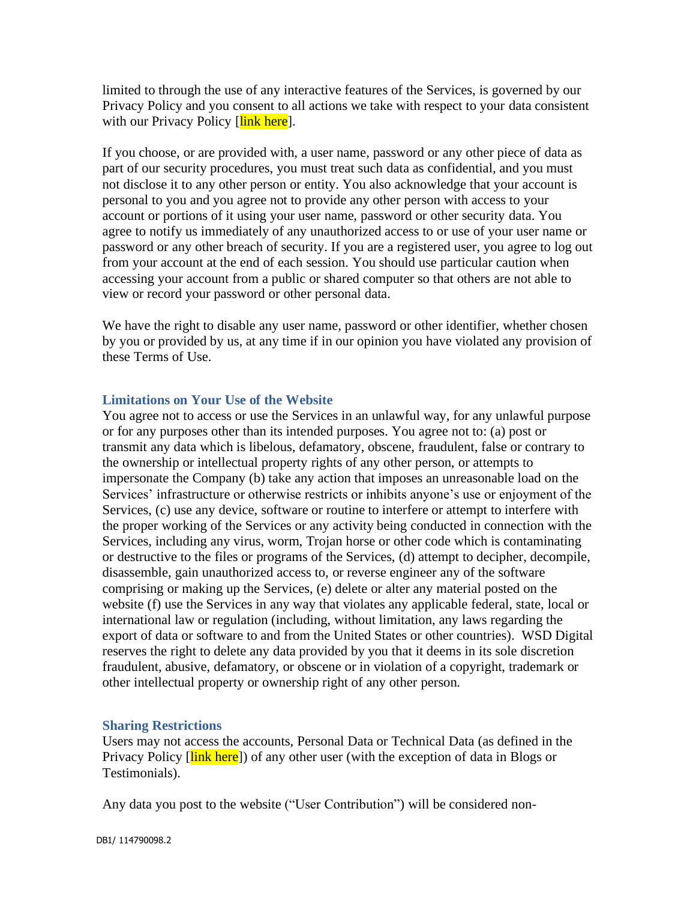limited to through the use of any interactive features of the Services, is governed by our Privacy Policy and you consent to all actions we take with respect to your data consistent with our Privacy Policy [link here].

If you choose, or are provided with, a user name, password or any other piece of data as part of our security procedures, you must treat such data as confidential, and you must not disclose it to any other person or entity. You also acknowledge that your account is personal to you and you agree not to provide any other person with access to your account or portions of it using your user name, password or other security data. You agree to notify us immediately of any unauthorized access to or use of your user name or password or any other breach of security. If you are a registered user, you agree to log out from your account at the end of each session. You should use particular caution when accessing your account from a public or shared computer so that others are not able to view or record your password or other personal data.

We have the right to disable any user name, password or other identifier, whether chosen by you or provided by us, at any time if in our opinion you have violated any provision of these Terms of Use.

### Limitations on Your Use of the Website

You agree not to access or use the Services in an unlawful way, for any unlawful purpose or for any purposes other than its intended purposes. You agree not to: (a) post or transmit any data which is libelous, defamatory, obscene, fraudulent, false or contrary to the ownership or intellectual property rights of any other person, or attempts to impersonate the Company (b) take any action that imposes an unreasonable load on the Services' infrastructure or otherwise restricts or inhibits anyone's use or enjoyment of the Services, (c) use any device, software or routine to interfere or attempt to interfere with the proper working of the Services or any activity being conducted in connection with the Services, including any virus, worm, Trojan horse or other code which is contaminating or destructive to the files or programs of the Services, (d) attempt to decipher, decompile, disassemble, gain unauthorized access to, or reverse engineer any of the software comprising or making up the Services, (e) delete or alter any material posted on the website (f) use the Services in any way that violates any applicable federal, state, local or international law or regulation (including, without limitation, any laws regarding the export of data or software to and from the United States or other countries). WSD Digital reserves the right to delete any data provided by you that it deems in its sole discretion fraudulent, abusive, defamatory, or obscene or in violation of a copyright, trademark or other intellectual property or ownership right of any other person.

### Sharing Restrictions

Users may not access the accounts, Personal Data or Technical Data (as defined in the Privacy Policy [link here]) of any other user (with the exception of data in Blogs or Testimonials).

Any data you post to the website ("User Contribution") will be considered non-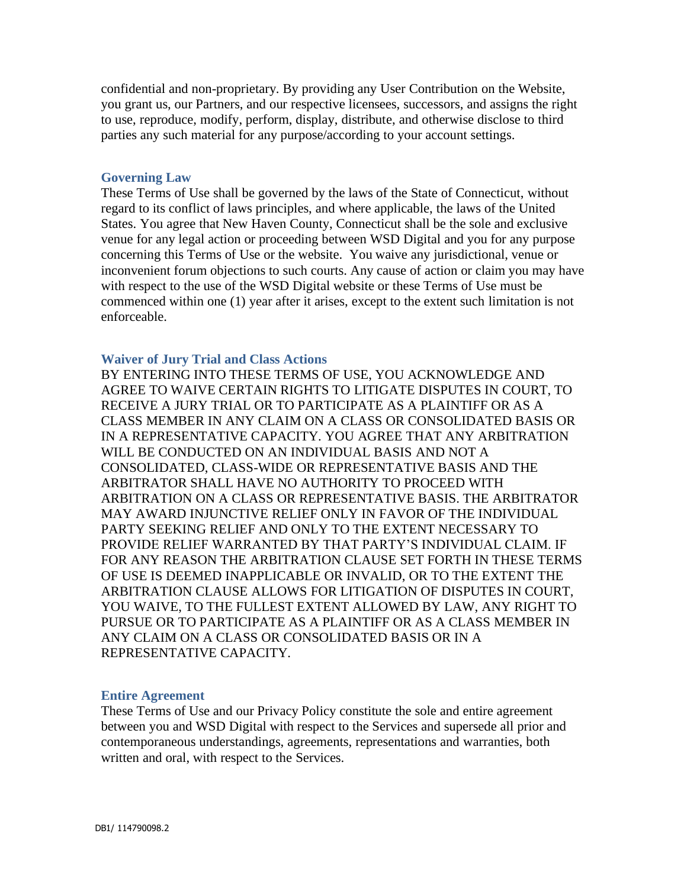confidential and non-proprietary. By providing any User Contribution on the Website, you grant us, our Partners, and our respective licensees, successors, and assigns the right to use, reproduce, modify, perform, display, distribute, and otherwise disclose to third parties any such material for any purpose/according to your account settings.

### Governing Law

These Terms of Use shall be governed by the laws of the State of Connecticut, without regard to its conflict of laws principles, and where applicable, the laws of the United States. You agree that New Haven County, Connecticut shall be the sole and exclusive venue for any legal action or proceeding between WSD Digital and you for any purpose concerning this Terms of Use or the website. You waive any jurisdictional, venue or inconvenient forum objections to such courts. Any cause of action or claim you may have with respect to the use of the WSD Digital website or these Terms of Use must be commenced within one (1) year after it arises, except to the extent such limitation is not enforceable.

### Waiver of Jury Trial and Class Actions

BY ENTERING INTO THESE TERMS OF USE, YOU ACKNOWLEDGE AND AGREE TO WAIVE CERTAIN RIGHTS TO LITIGATE DISPUTES IN COURT, TO RECEIVE A JURY TRIAL OR TO PARTICIPATE AS A PLAINTIFF OR AS A CLASS MEMBER IN ANY CLAIM ON A CLASS OR CONSOLIDATED BASIS OR IN A REPRESENTATIVE CAPACITY. YOU AGREE THAT ANY ARBITRATION WILL BE CONDUCTED ON AN INDIVIDUAL BASIS AND NOT A CONSOLIDATED, CLASS-WIDE OR REPRESENTATIVE BASIS AND THE ARBITRATOR SHALL HAVE NO AUTHORITY TO PROCEED WITH ARBITRATION ON A CLASS OR REPRESENTATIVE BASIS. THE ARBITRATOR MAY AWARD INJUNCTIVE RELIEF ONLY IN FAVOR OF THE INDIVIDUAL PARTY SEEKING RELIEF AND ONLY TO THE EXTENT NECESSARY TO PROVIDE RELIEF WARRANTED BY THAT PARTY'S INDIVIDUAL CLAIM. IF FOR ANY REASON THE ARBITRATION CLAUSE SET FORTH IN THESE TERMS OF USE IS DEEMED INAPPLICABLE OR INVALID, OR TO THE EXTENT THE ARBITRATION CLAUSE ALLOWS FOR LITIGATION OF DISPUTES IN COURT, YOU WAIVE, TO THE FULLEST EXTENT ALLOWED BY LAW, ANY RIGHT TO PURSUE OR TO PARTICIPATE AS A PLAINTIFF OR AS A CLASS MEMBER IN ANY CLAIM ON A CLASS OR CONSOLIDATED BASIS OR IN A REPRESENTATIVE CAPACITY.

### Entire Agreement

These Terms of Use and our Privacy Policy constitute the sole and entire agreement between you and WSD Digital with respect to the Services and supersede all prior and contemporaneous understandings, agreements, representations and warranties, both written and oral, with respect to the Services.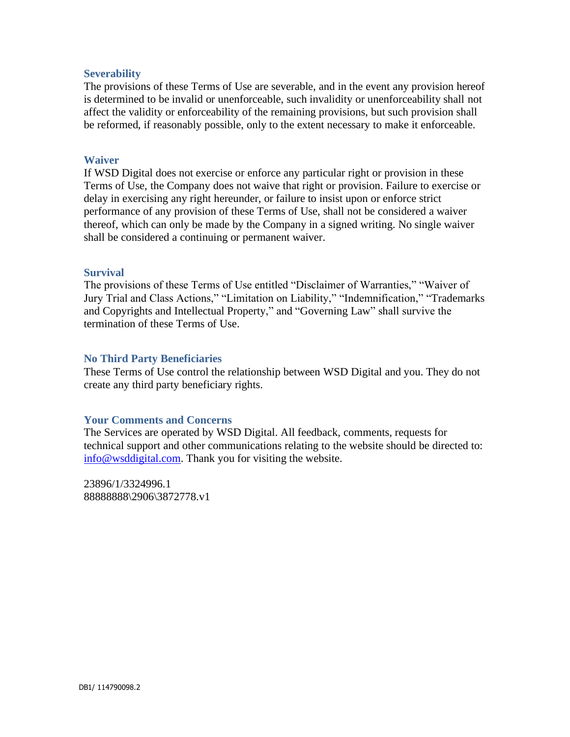### Severability

The provisions of these Terms of Use are severable, and in the event any provision hereof is determined to be invalid or unenforceable, such invalidity or unenforceability shall not affect the validity or enforceability of the remaining provisions, but such provision shall be reformed, if reasonably possible, only to the extent necessary to make it enforceable.

### Waiver

If WSD Digital does not exercise or enforce any particular right or provision in these Terms of Use, the Company does not waive that right or provision. Failure to exercise or delay in exercising any right hereunder, or failure to insist upon or enforce strict performance of any provision of these Terms of Use, shall not be considered a waiver thereof, which can only be made by the Company in a signed writing. No single waiver shall be considered a continuing or permanent waiver.

### Survival

The provisions of these Terms of Use entitled "Disclaimer of Warranties," "Waiver of Jury Trial and Class Actions," "Limitation on Liability," "Indemnification," "Trademarks and Copyrights and Intellectual Property," and "Governing Law" shall survive the termination of these Terms of Use.

### No Third Party Beneficiaries

These Terms of Use control the relationship between WSD Digital and you. They do not create any third party beneficiary rights.

### Your Comments and Concerns

The Services are operated by WSD Digital. All feedback, comments, requests for technical support and other communications relating to the website should be directed to: info@wsddigital.com. Thank you for visiting the website.

23896/1/3324996.1
88888888\2906\3872778.v1

DB1/ 114790098.2